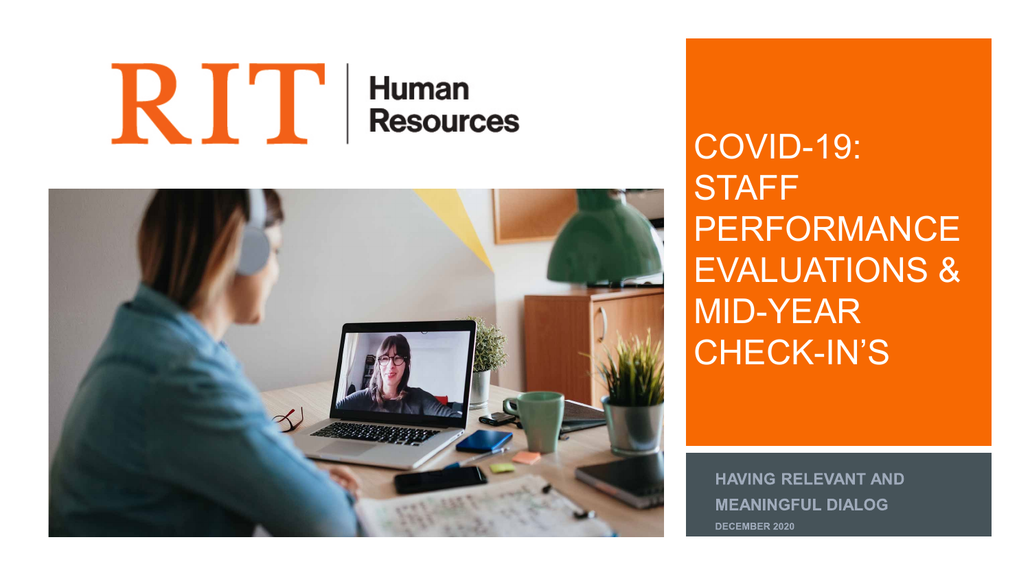RIT | Human Resources

# COVID-19: STAFF PERFORMANCE EVALUATIONS & MID-YEAR CHECK-IN'S

**HAVING RELEVANT AND MEANINGFUL DIALOG**

DECEMBER 2020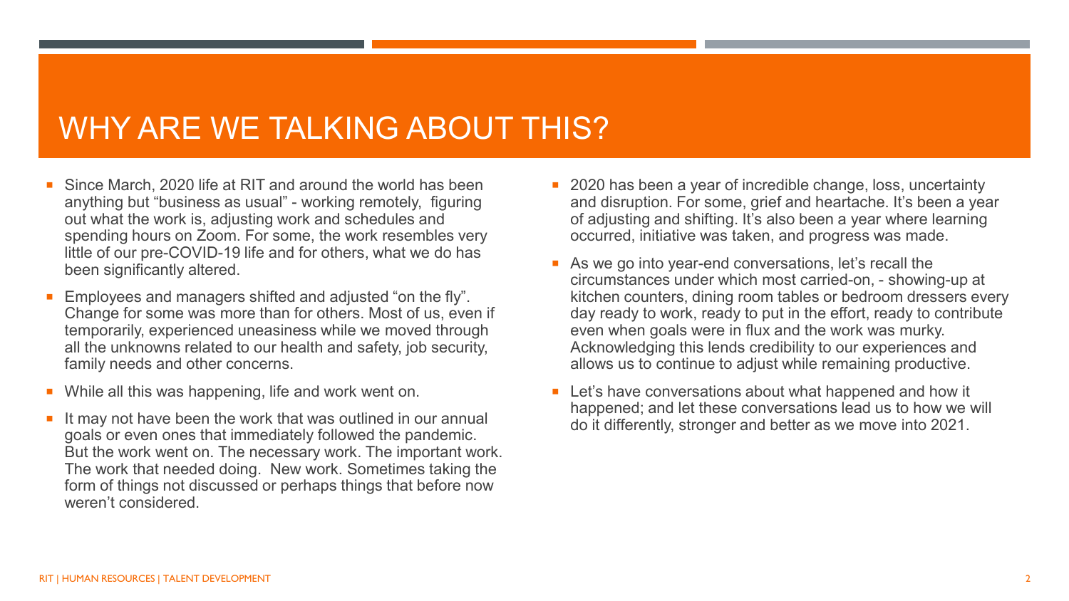# WHY ARE WE TALKING ABOUT THIS?

- Since March, 2020 life at RIT and around the world has been anything but "business as usual" - working remotely, figuring out what the work is, adjusting work and schedules and spending hours on Zoom. For some, the work resembles very little of our pre-COVID-19 life and for others, what we do has been significantly altered.
- Employees and managers shifted and adjusted "on the fly". Change for some was more than for others. Most of us, even if temporarily, experienced uneasiness while we moved through all the unknowns related to our health and safety, job security, family needs and other concerns.
- While all this was happening, life and work went on.
- It may not have been the work that was outlined in our annual goals or even ones that immediately followed the pandemic. But the work went on. The necessary work. The important work. The work that needed doing. New work. Sometimes taking the form of things not discussed or perhaps things that before now weren't considered.
- 2020 has been a year of incredible change, loss, uncertainty and disruption. For some, grief and heartache. It's been a year of adjusting and shifting. It's also been a year where learning occurred, initiative was taken, and progress was made.
- As we go into year-end conversations, let's recall the circumstances under which most carried-on, - showing-up at kitchen counters, dining room tables or bedroom dressers every day ready to work, ready to put in the effort, ready to contribute even when goals were in flux and the work was murky. Acknowledging this lends credibility to our experiences and allows us to continue to adjust while remaining productive.
- Let's have conversations about what happened and how it happened; and let these conversations lead us to how we will do it differently, stronger and better as we move into 2021.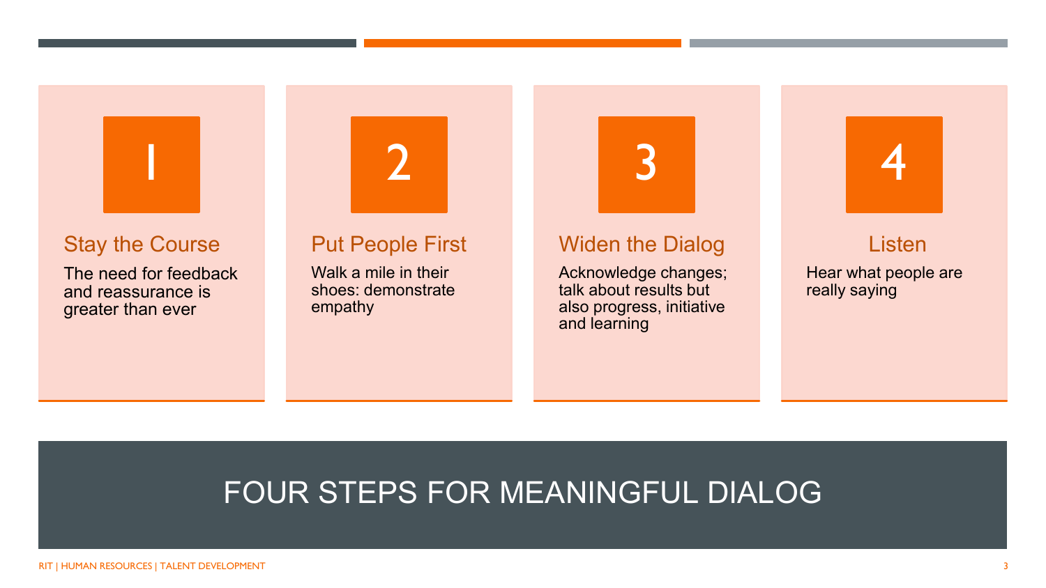# FOUR STEPS FOR MEANINGFUL DIALOG

## 1

### Stay the Course

The need for feedback and reassurance is greater than ever

## 2

### Put People First

Walk a mile in their shoes: demonstrate empathy

## 3

### Widen the Dialog

Acknowledge changes; talk about results but also progress, initiative and learning

## 4

### Listen

Hear what people are really saying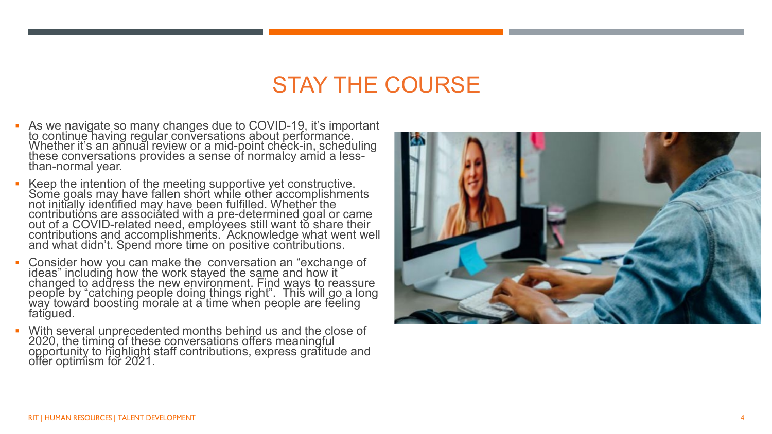# STAY THE COURSE

- As we navigate so many changes due to COVID-19, it's important to continue having regular conversations about performance. Whether it's an annual review or a mid-point check-in, scheduling these conversations provides a sense of normalcy amid a less-than-normal year.
- Keep the intention of the meeting supportive yet constructive. Some goals may have fallen short while other accomplishments not initially identified may have been fulfilled. Whether the contributions are associated with a pre-determined goal or came out of a COVID-related need, employees still want to share their contributions and accomplishments. Acknowledge what went well and what didn't. Spend more time on positive contributions.
- Consider how you can make the conversation an "exchange of ideas" including how the work stayed the same and how it changed to address the new environment. Find ways to reassure people by "catching people doing things right". This will go a long way toward boosting morale at a time when people are feeling fatigued.
- With several unprecedented months behind us and the close of 2020, the timing of these conversations offers meaningful opportunity to highlight staff contributions, express gratitude and offer optimism for 2021.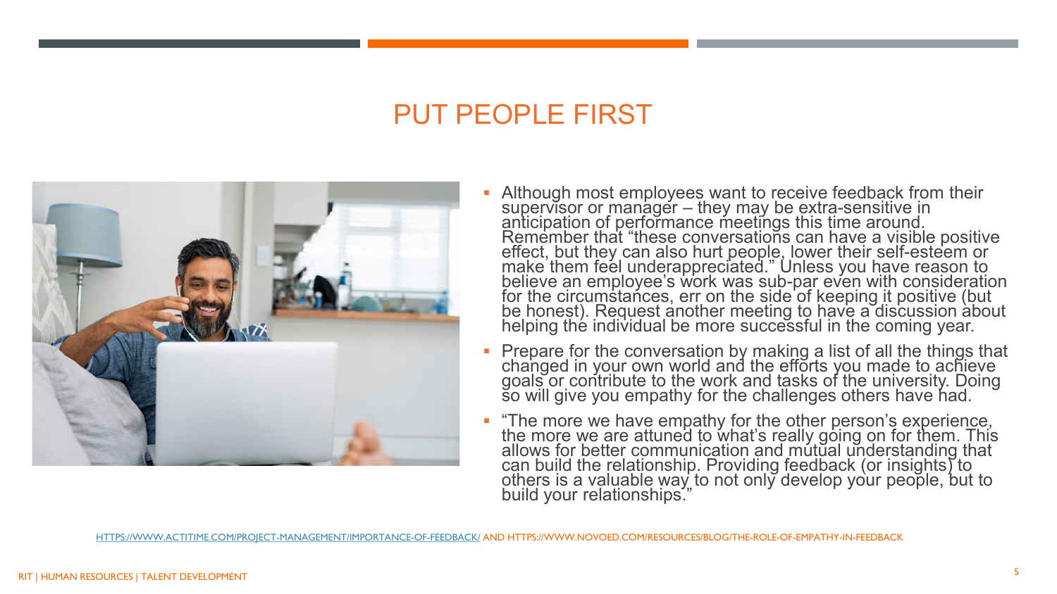# PUT PEOPLE FIRST

- Although most employees want to receive feedback from their supervisor or manager – they may be extra-sensitive in anticipation of performance meetings this time around. Remember that "these conversations can have a visible positive effect, but they can also hurt people, lower their self-esteem or make them feel underappreciated." Unless you have reason to believe an employee's work was sub-par even with consideration for the circumstances, err on the side of keeping it positive (but be honest). Request another meeting to have a discussion about helping the individual be more successful in the coming year.
- Prepare for the conversation by making a list of all the things that changed in your own world and the efforts you made to achieve goals or contribute to the work and tasks of the university. Doing so will give you empathy for the challenges others have had.
- "The more we have empathy for the other person's experience, the more we are attuned to what's really going on for them. This allows for better communication and mutual understanding that can build the relationship. Providing feedback (or insights) to others is a valuable way to not only develop your people, but to build your relationships."

HTTPS://WWW.ACTITIME.COM/PROJECT-MANAGEMENT/IMPORTANCE-OF-FEEDBACK/ AND HTTPS://WWW.NOVOED.COM/RESOURCES/BLOG/THE-ROLE-OF-EMPATHY-IN-FEEDBACK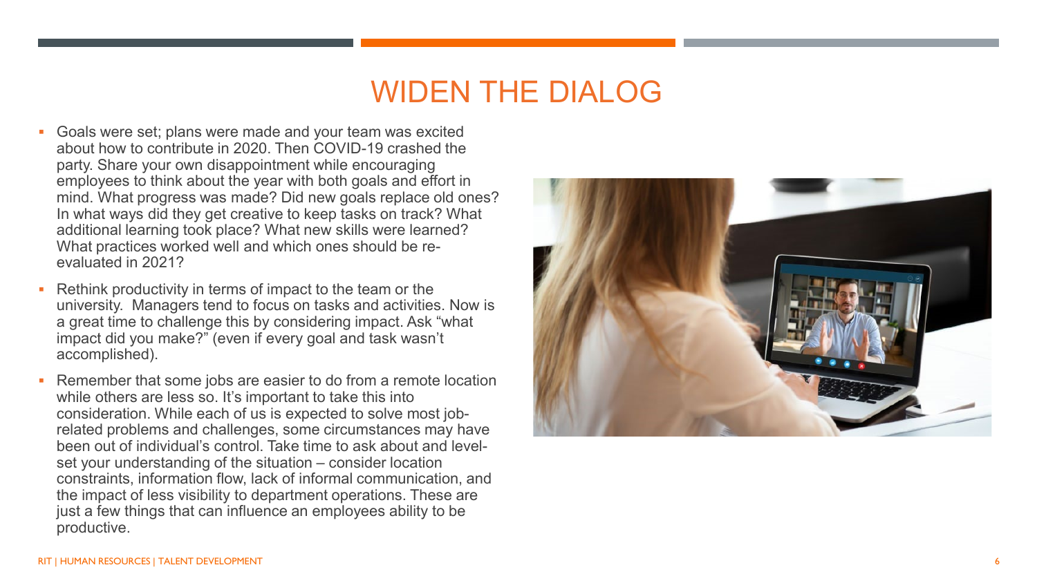# WIDEN THE DIALOG

- Goals were set; plans were made and your team was excited about how to contribute in 2020. Then COVID-19 crashed the party. Share your own disappointment while encouraging employees to think about the year with both goals and effort in mind. What progress was made? Did new goals replace old ones? In what ways did they get creative to keep tasks on track? What additional learning took place? What new skills were learned? What practices worked well and which ones should be re-evaluated in 2021?
- Rethink productivity in terms of impact to the team or the university. Managers tend to focus on tasks and activities. Now is a great time to challenge this by considering impact. Ask "what impact did you make?" (even if every goal and task wasn't accomplished).
- Remember that some jobs are easier to do from a remote location while others are less so. It's important to take this into consideration. While each of us is expected to solve most job-related problems and challenges, some circumstances may have been out of individual's control. Take time to ask about and level-set your understanding of the situation – consider location constraints, information flow, lack of informal communication, and the impact of less visibility to department operations. These are just a few things that can influence an employees ability to be productive.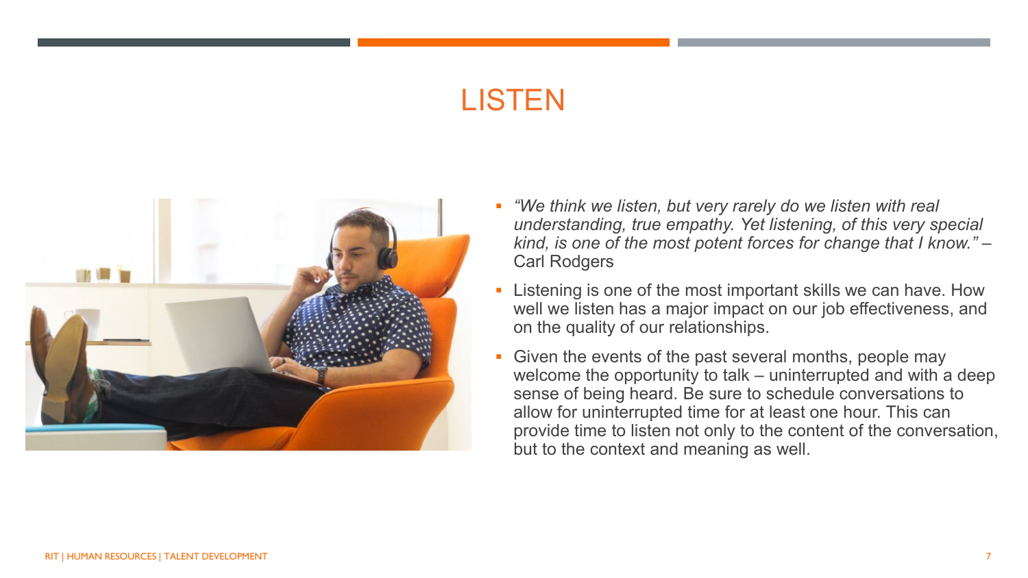# LISTEN

- *"We think we listen, but very rarely do we listen with real understanding, true empathy. Yet listening, of this very special kind, is one of the most potent forces for change that I know."* – Carl Rodgers
- Listening is one of the most important skills we can have. How well we listen has a major impact on our job effectiveness, and on the quality of our relationships.
- Given the events of the past several months, people may welcome the opportunity to talk – uninterrupted and with a deep sense of being heard. Be sure to schedule conversations to allow for uninterrupted time for at least one hour. This can provide time to listen not only to the content of the conversation, but to the context and meaning as well.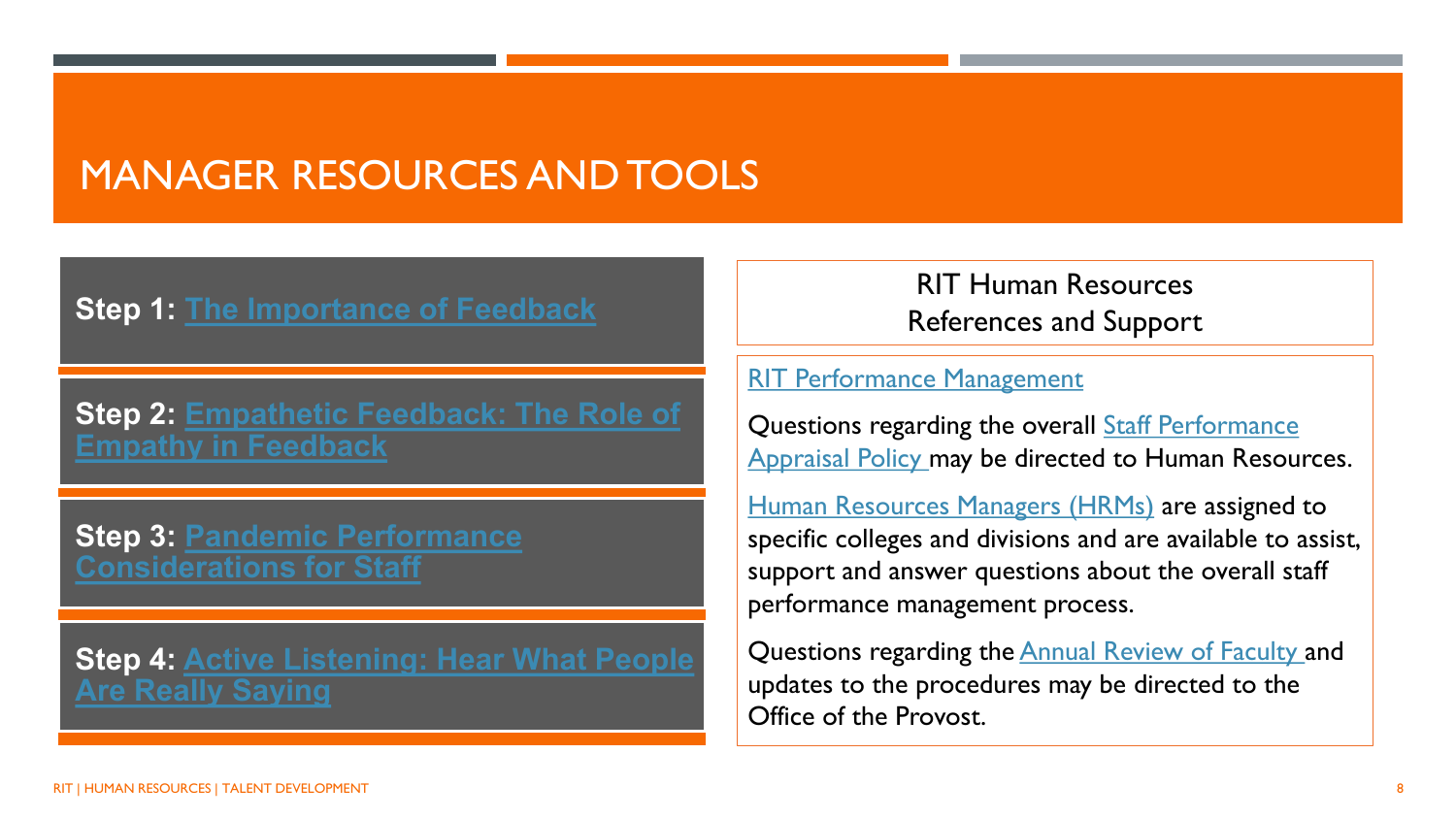# MANAGER RESOURCES AND TOOLS

**Step 1:** The Importance of Feedback

**Step 2:** Empathetic Feedback: The Role of Empathy in Feedback

**Step 3:** Pandemic Performance Considerations for Staff

**Step 4:** Active Listening: Hear What People Are Really Saying

## RIT Human Resources References and Support

RIT Performance Management

Questions regarding the overall Staff Performance Appraisal Policy may be directed to Human Resources.

Human Resources Managers (HRMs) are assigned to specific colleges and divisions and are available to assist, support and answer questions about the overall staff performance management process.

Questions regarding the Annual Review of Faculty and updates to the procedures may be directed to the Office of the Provost.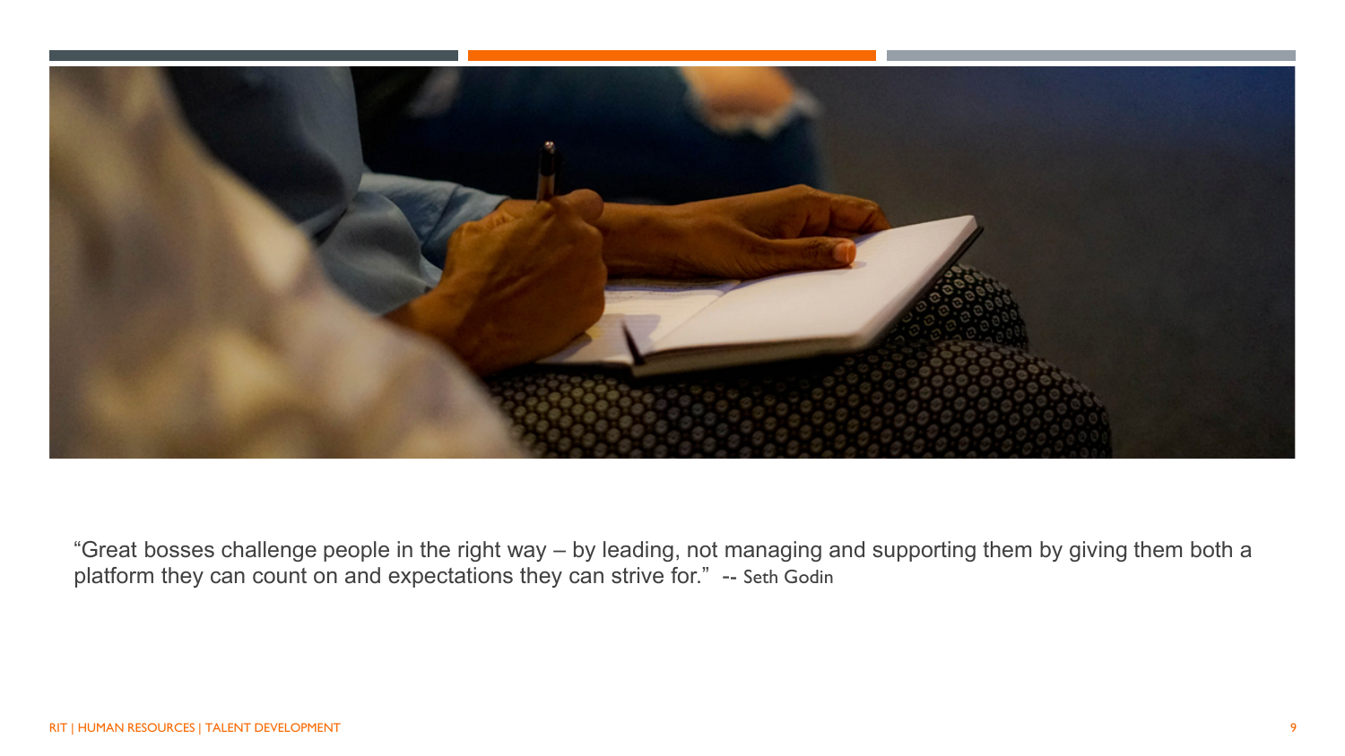"Great bosses challenge people in the right way – by leading, not managing and supporting them by giving them both a platform they can count on and expectations they can strive for." -- Seth Godin